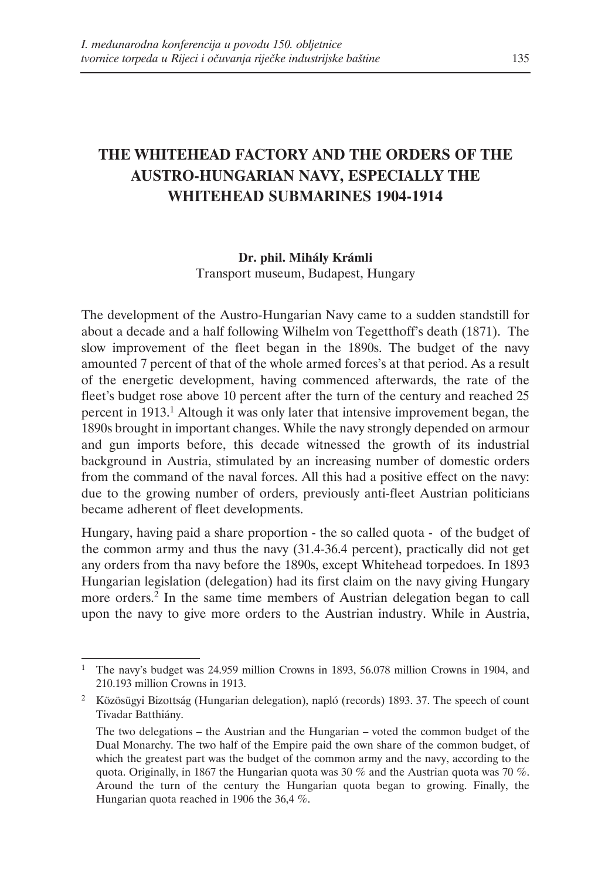# THE WHITEHEAD FACTORY AND THE ORDERS OF THE AUSTRO-HUNGARIAN NAVY, ESPECIALLY THE WHITEHEAD SUBMARINES 1904-1914

**Dr. phil. Mihály Krámli**
Transport museum, Budapest, Hungary

The development of the Austro-Hungarian Navy came to a sudden standstill for about a decade and a half following Wilhelm von Tegetthoff's death (1871). The slow improvement of the fleet began in the 1890s. The budget of the navy amounted 7 percent of that of the whole armed forces's at that period. As a result of the energetic development, having commenced afterwards, the rate of the fleet's budget rose above 10 percent after the turn of the century and reached 25 percent in 1913.[1] Altough it was only later that intensive improvement began, the 1890s brought in important changes. While the navy strongly depended on armour and gun imports before, this decade witnessed the growth of its industrial background in Austria, stimulated by an increasing number of domestic orders from the command of the naval forces. All this had a positive effect on the navy: due to the growing number of orders, previously anti-fleet Austrian politicians became adherent of fleet developments.

Hungary, having paid a share proportion - the so called quota - of the budget of the common army and thus the navy (31.4-36.4 percent), practically did not get any orders from tha navy before the 1890s, except Whitehead torpedoes. In 1893 Hungarian legislation (delegation) had its first claim on the navy giving Hungary more orders.[2] In the same time members of Austrian delegation began to call upon the navy to give more orders to the Austrian industry. While in Austria,

---

[1] The navy's budget was 24.959 million Crowns in 1893, 56.078 million Crowns in 1904, and 210.193 million Crowns in 1913.

[2] Közösügyi Bizottság (Hungarian delegation), napló (records) 1893. 37. The speech of count Tivadar Batthiány.

The two delegations – the Austrian and the Hungarian – voted the common budget of the Dual Monarchy. The two half of the Empire paid the own share of the common budget, of which the greatest part was the budget of the common army and the navy, according to the quota. Originally, in 1867 the Hungarian quota was 30 % and the Austrian quota was 70 %. Around the turn of the century the Hungarian quota began to growing. Finally, the Hungarian quota reached in 1906 the 36,4 %.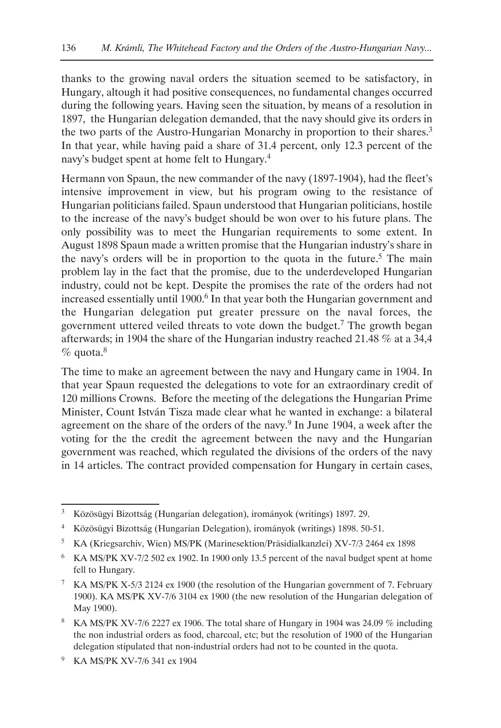thanks to the growing naval orders the situation seemed to be satisfactory, in Hungary, altough it had positive consequences, no fundamental changes occurred during the following years. Having seen the situation, by means of a resolution in 1897, the Hungarian delegation demanded, that the navy should give its orders in the two parts of the Austro-Hungarian Monarchy in proportion to their shares.[3] In that year, while having paid a share of 31.4 percent, only 12.3 percent of the navy's budget spent at home felt to Hungary.[4]

Hermann von Spaun, the new commander of the navy (1897-1904), had the fleet's intensive improvement in view, but his program owing to the resistance of Hungarian politicians failed. Spaun understood that Hungarian politicians, hostile to the increase of the navy's budget should be won over to his future plans. The only possibility was to meet the Hungarian requirements to some extent. In August 1898 Spaun made a written promise that the Hungarian industry's share in the navy's orders will be in proportion to the quota in the future.[5] The main problem lay in the fact that the promise, due to the underdeveloped Hungarian industry, could not be kept. Despite the promises the rate of the orders had not increased essentially until 1900.[6] In that year both the Hungarian government and the Hungarian delegation put greater pressure on the naval forces, the government uttered veiled threats to vote down the budget.[7] The growth began afterwards; in 1904 the share of the Hungarian industry reached 21.48 % at a 34,4 % quota.[8]

The time to make an agreement between the navy and Hungary came in 1904. In that year Spaun requested the delegations to vote for an extraordinary credit of 120 millions Crowns. Before the meeting of the delegations the Hungarian Prime Minister, Count István Tisza made clear what he wanted in exchange: a bilateral agreement on the share of the orders of the navy.[9] In June 1904, a week after the voting for the the credit the agreement between the navy and the Hungarian government was reached, which regulated the divisions of the orders of the navy in 14 articles. The contract provided compensation for Hungary in certain cases,

---

[3] Közösügyi Bizottság (Hungarian delegation), irományok (writings) 1897. 29.

[4] Közösügyi Bizottság (Hungarian Delegation), irományok (writings) 1898. 50-51.

[5] KA (Kriegsarchiv, Wien) MS/PK (Marinesektion/Präsidialkanzlei) XV-7/3 2464 ex 1898

[6] KA MS/PK XV-7/2 502 ex 1902. In 1900 only 13.5 percent of the naval budget spent at home fell to Hungary.

[7] KA MS/PK X-5/3 2124 ex 1900 (the resolution of the Hungarian government of 7. February 1900). KA MS/PK XV-7/6 3104 ex 1900 (the new resolution of the Hungarian delegation of May 1900).

[8] KA MS/PK XV-7/6 2227 ex 1906. The total share of Hungary in 1904 was 24.09 % including the non industrial orders as food, charcoal, etc; but the resolution of 1900 of the Hungarian delegation stipulated that non-industrial orders had not to be counted in the quota.

[9] KA MS/PK XV-7/6 341 ex 1904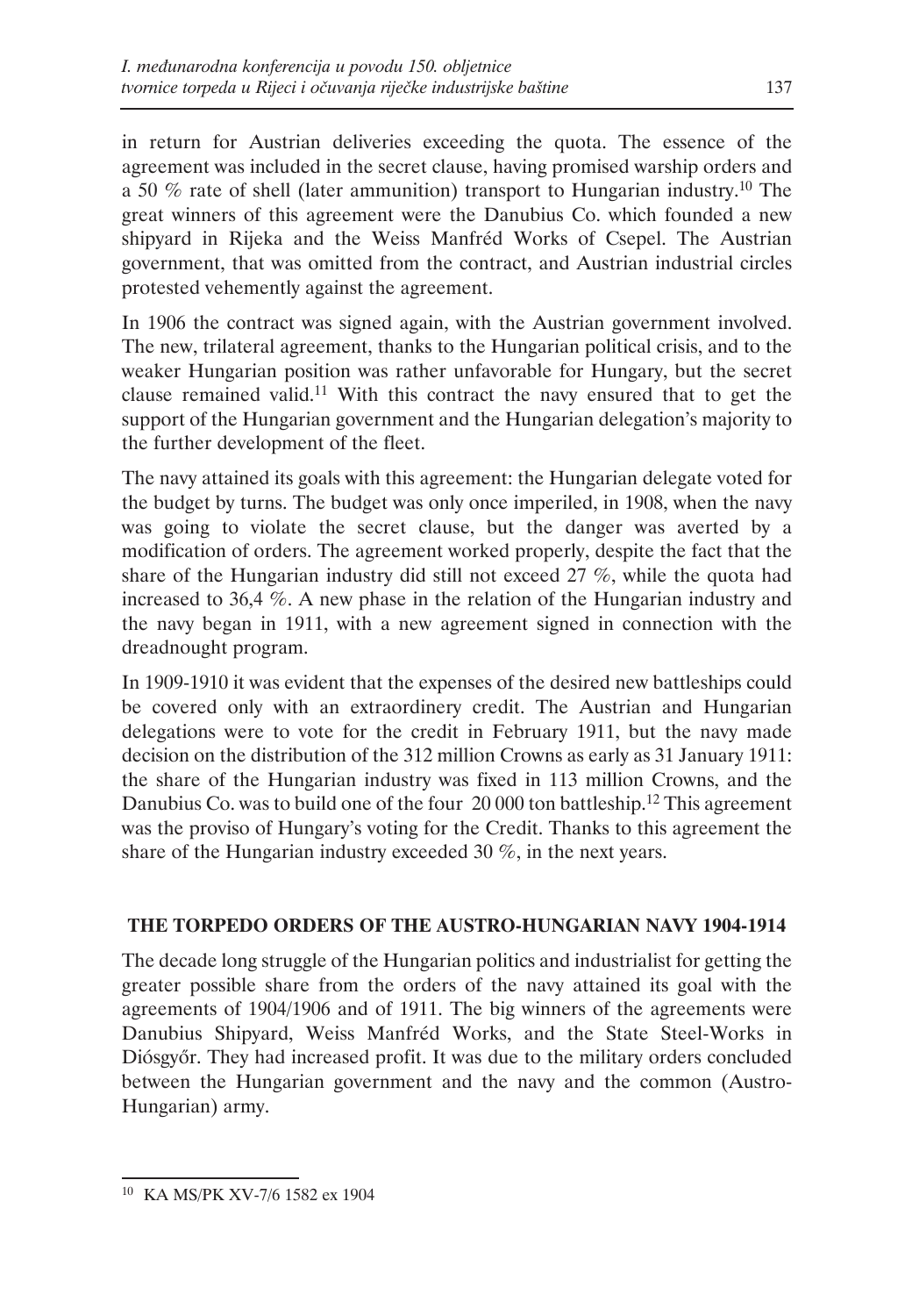in return for Austrian deliveries exceeding the quota. The essence of the agreement was included in the secret clause, having promised warship orders and a 50 % rate of shell (later ammunition) transport to Hungarian industry.[10] The great winners of this agreement were the Danubius Co. which founded a new shipyard in Rijeka and the Weiss Manfréd Works of Csepel. The Austrian government, that was omitted from the contract, and Austrian industrial circles protested vehemently against the agreement.

In 1906 the contract was signed again, with the Austrian government involved. The new, trilateral agreement, thanks to the Hungarian political crisis, and to the weaker Hungarian position was rather unfavorable for Hungary, but the secret clause remained valid.[11] With this contract the navy ensured that to get the support of the Hungarian government and the Hungarian delegation's majority to the further development of the fleet.

The navy attained its goals with this agreement: the Hungarian delegate voted for the budget by turns. The budget was only once imperiled, in 1908, when the navy was going to violate the secret clause, but the danger was averted by a modification of orders. The agreement worked properly, despite the fact that the share of the Hungarian industry did still not exceed 27 %, while the quota had increased to 36,4 %. A new phase in the relation of the Hungarian industry and the navy began in 1911, with a new agreement signed in connection with the dreadnought program.

In 1909-1910 it was evident that the expenses of the desired new battleships could be covered only with an extraordinery credit. The Austrian and Hungarian delegations were to vote for the credit in February 1911, but the navy made decision on the distribution of the 312 million Crowns as early as 31 January 1911: the share of the Hungarian industry was fixed in 113 million Crowns, and the Danubius Co. was to build one of the four 20 000 ton battleship.[12] This agreement was the proviso of Hungary's voting for the Credit. Thanks to this agreement the share of the Hungarian industry exceeded 30 %, in the next years.

## THE TORPEDO ORDERS OF THE AUSTRO-HUNGARIAN NAVY 1904-1914

The decade long struggle of the Hungarian politics and industrialist for getting the greater possible share from the orders of the navy attained its goal with the agreements of 1904/1906 and of 1911. The big winners of the agreements were Danubius Shipyard, Weiss Manfréd Works, and the State Steel-Works in Diósgyőr. They had increased profit. It was due to the military orders concluded between the Hungarian government and the navy and the common (Austro-Hungarian) army.

---

[10] KA MS/PK XV-7/6 1582 ex 1904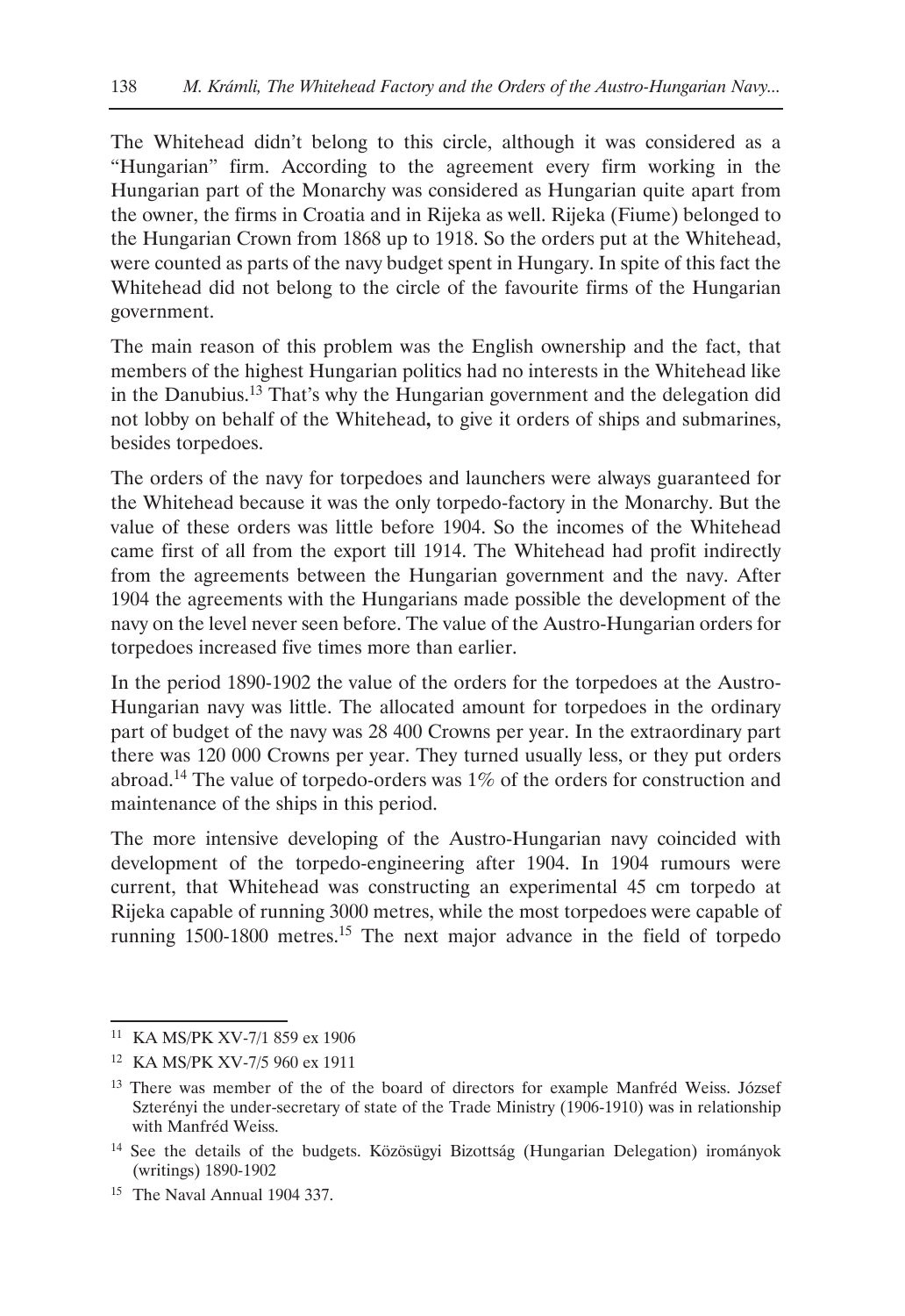The Whitehead didn't belong to this circle, although it was considered as a "Hungarian" firm. According to the agreement every firm working in the Hungarian part of the Monarchy was considered as Hungarian quite apart from the owner, the firms in Croatia and in Rijeka as well. Rijeka (Fiume) belonged to the Hungarian Crown from 1868 up to 1918. So the orders put at the Whitehead, were counted as parts of the navy budget spent in Hungary. In spite of this fact the Whitehead did not belong to the circle of the favourite firms of the Hungarian government.

The main reason of this problem was the English ownership and the fact, that members of the highest Hungarian politics had no interests in the Whitehead like in the Danubius.[13] That's why the Hungarian government and the delegation did not lobby on behalf of the Whitehead**,** to give it orders of ships and submarines, besides torpedoes.

The orders of the navy for torpedoes and launchers were always guaranteed for the Whitehead because it was the only torpedo-factory in the Monarchy. But the value of these orders was little before 1904. So the incomes of the Whitehead came first of all from the export till 1914. The Whitehead had profit indirectly from the agreements between the Hungarian government and the navy. After 1904 the agreements with the Hungarians made possible the development of the navy on the level never seen before. The value of the Austro-Hungarian orders for torpedoes increased five times more than earlier.

In the period 1890-1902 the value of the orders for the torpedoes at the Austro-Hungarian navy was little. The allocated amount for torpedoes in the ordinary part of budget of the navy was 28 400 Crowns per year. In the extraordinary part there was 120 000 Crowns per year. They turned usually less, or they put orders abroad.[14] The value of torpedo-orders was 1% of the orders for construction and maintenance of the ships in this period.

The more intensive developing of the Austro-Hungarian navy coincided with development of the torpedo-engineering after 1904. In 1904 rumours were current, that Whitehead was constructing an experimental 45 cm torpedo at Rijeka capable of running 3000 metres, while the most torpedoes were capable of running 1500-1800 metres.[15] The next major advance in the field of torpedo

---

[11] KA MS/PK XV-7/1 859 ex 1906

[12] KA MS/PK XV-7/5 960 ex 1911

[13] There was member of the of the board of directors for example Manfréd Weiss. József Szterényi the under-secretary of state of the Trade Ministry (1906-1910) was in relationship with Manfréd Weiss.

[14] See the details of the budgets. Közösügyi Bizottság (Hungarian Delegation) irományok (writings) 1890-1902

[15] The Naval Annual 1904 337.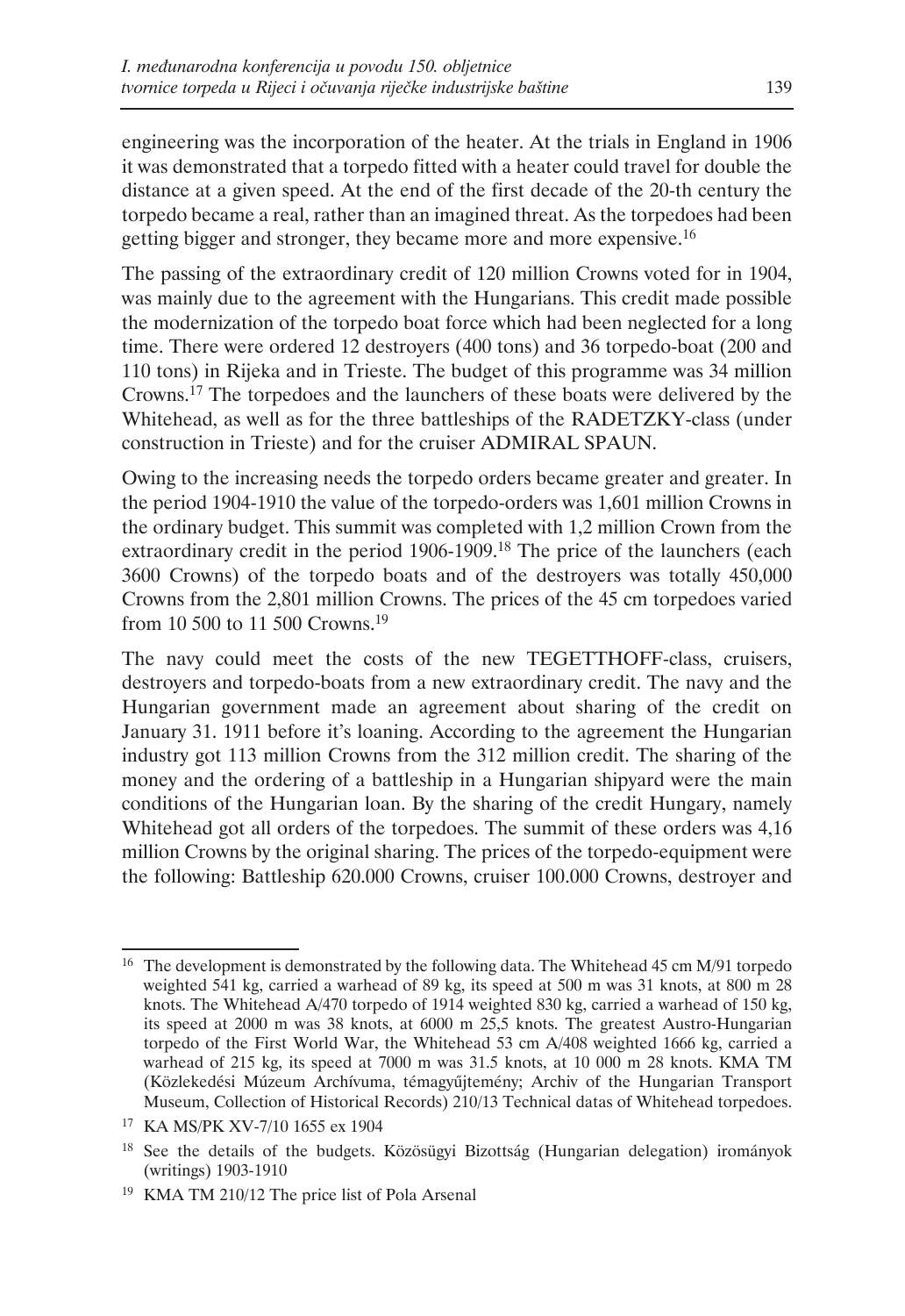engineering was the incorporation of the heater. At the trials in England in 1906 it was demonstrated that a torpedo fitted with a heater could travel for double the distance at a given speed. At the end of the first decade of the 20-th century the torpedo became a real, rather than an imagined threat. As the torpedoes had been getting bigger and stronger, they became more and more expensive.[16]

The passing of the extraordinary credit of 120 million Crowns voted for in 1904, was mainly due to the agreement with the Hungarians. This credit made possible the modernization of the torpedo boat force which had been neglected for a long time. There were ordered 12 destroyers (400 tons) and 36 torpedo-boat (200 and 110 tons) in Rijeka and in Trieste. The budget of this programme was 34 million Crowns.[17] The torpedoes and the launchers of these boats were delivered by the Whitehead, as well as for the three battleships of the RADETZKY-class (under construction in Trieste) and for the cruiser ADMIRAL SPAUN.

Owing to the increasing needs the torpedo orders became greater and greater. In the period 1904-1910 the value of the torpedo-orders was 1,601 million Crowns in the ordinary budget. This summit was completed with 1,2 million Crown from the extraordinary credit in the period 1906-1909.[18] The price of the launchers (each 3600 Crowns) of the torpedo boats and of the destroyers was totally 450,000 Crowns from the 2,801 million Crowns. The prices of the 45 cm torpedoes varied from 10 500 to 11 500 Crowns.[19]

The navy could meet the costs of the new TEGETTHOFF-class, cruisers, destroyers and torpedo-boats from a new extraordinary credit. The navy and the Hungarian government made an agreement about sharing of the credit on January 31. 1911 before it's loaning. According to the agreement the Hungarian industry got 113 million Crowns from the 312 million credit. The sharing of the money and the ordering of a battleship in a Hungarian shipyard were the main conditions of the Hungarian loan. By the sharing of the credit Hungary, namely Whitehead got all orders of the torpedoes. The summit of these orders was 4,16 million Crowns by the original sharing. The prices of the torpedo-equipment were the following: Battleship 620.000 Crowns, cruiser 100.000 Crowns, destroyer and

---

[16] The development is demonstrated by the following data. The Whitehead 45 cm M/91 torpedo weighted 541 kg, carried a warhead of 89 kg, its speed at 500 m was 31 knots, at 800 m 28 knots. The Whitehead A/470 torpedo of 1914 weighted 830 kg, carried a warhead of 150 kg, its speed at 2000 m was 38 knots, at 6000 m 25,5 knots. The greatest Austro-Hungarian torpedo of the First World War, the Whitehead 53 cm A/408 weighted 1666 kg, carried a warhead of 215 kg, its speed at 7000 m was 31.5 knots, at 10 000 m 28 knots. KMA TM (Közlekedési Múzeum Archívuma, témagyűjtemény; Archiv of the Hungarian Transport Museum, Collection of Historical Records) 210/13 Technical datas of Whitehead torpedoes.

[17] KA MS/PK XV-7/10 1655 ex 1904

[18] See the details of the budgets. Közösügyi Bizottság (Hungarian delegation) irományok (writings) 1903-1910

[19] KMA TM 210/12 The price list of Pola Arsenal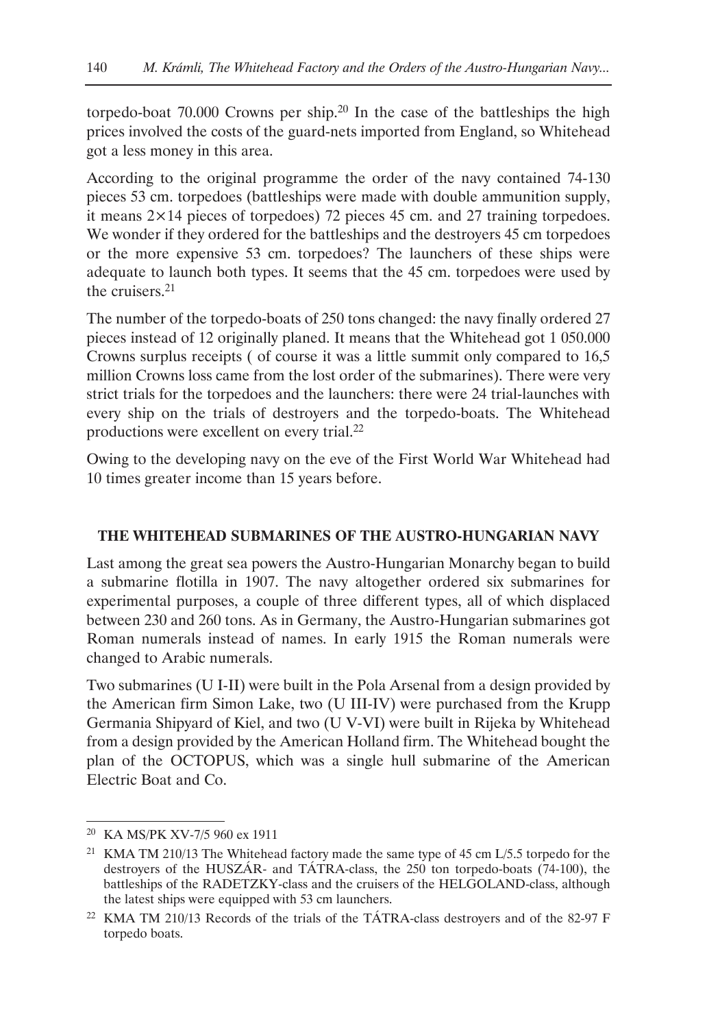torpedo-boat 70.000 Crowns per ship.[20] In the case of the battleships the high prices involved the costs of the guard-nets imported from England, so Whitehead got a less money in this area.

According to the original programme the order of the navy contained 74-130 pieces 53 cm. torpedoes (battleships were made with double ammunition supply, it means 2×14 pieces of torpedoes) 72 pieces 45 cm. and 27 training torpedoes. We wonder if they ordered for the battleships and the destroyers 45 cm torpedoes or the more expensive 53 cm. torpedoes? The launchers of these ships were adequate to launch both types. It seems that the 45 cm. torpedoes were used by the cruisers.[21]

The number of the torpedo-boats of 250 tons changed: the navy finally ordered 27 pieces instead of 12 originally planed. It means that the Whitehead got 1 050.000 Crowns surplus receipts ( of course it was a little summit only compared to 16,5 million Crowns loss came from the lost order of the submarines). There were very strict trials for the torpedoes and the launchers: there were 24 trial-launches with every ship on the trials of destroyers and the torpedo-boats. The Whitehead productions were excellent on every trial.[22]

Owing to the developing navy on the eve of the First World War Whitehead had 10 times greater income than 15 years before.

## THE WHITEHEAD SUBMARINES OF THE AUSTRO-HUNGARIAN NAVY

Last among the great sea powers the Austro-Hungarian Monarchy began to build a submarine flotilla in 1907. The navy altogether ordered six submarines for experimental purposes, a couple of three different types, all of which displaced between 230 and 260 tons. As in Germany, the Austro-Hungarian submarines got Roman numerals instead of names. In early 1915 the Roman numerals were changed to Arabic numerals.

Two submarines (U I-II) were built in the Pola Arsenal from a design provided by the American firm Simon Lake, two (U III-IV) were purchased from the Krupp Germania Shipyard of Kiel, and two (U V-VI) were built in Rijeka by Whitehead from a design provided by the American Holland firm. The Whitehead bought the plan of the OCTOPUS, which was a single hull submarine of the American Electric Boat and Co.

---

[20] KA MS/PK XV-7/5 960 ex 1911

[21] KMA TM 210/13 The Whitehead factory made the same type of 45 cm L/5.5 torpedo for the destroyers of the HUSZÁR- and TÁTRA-class, the 250 ton torpedo-boats (74-100), the battleships of the RADETZKY-class and the cruisers of the HELGOLAND-class, although the latest ships were equipped with 53 cm launchers.

[22] KMA TM 210/13 Records of the trials of the TÁTRA-class destroyers and of the 82-97 F torpedo boats.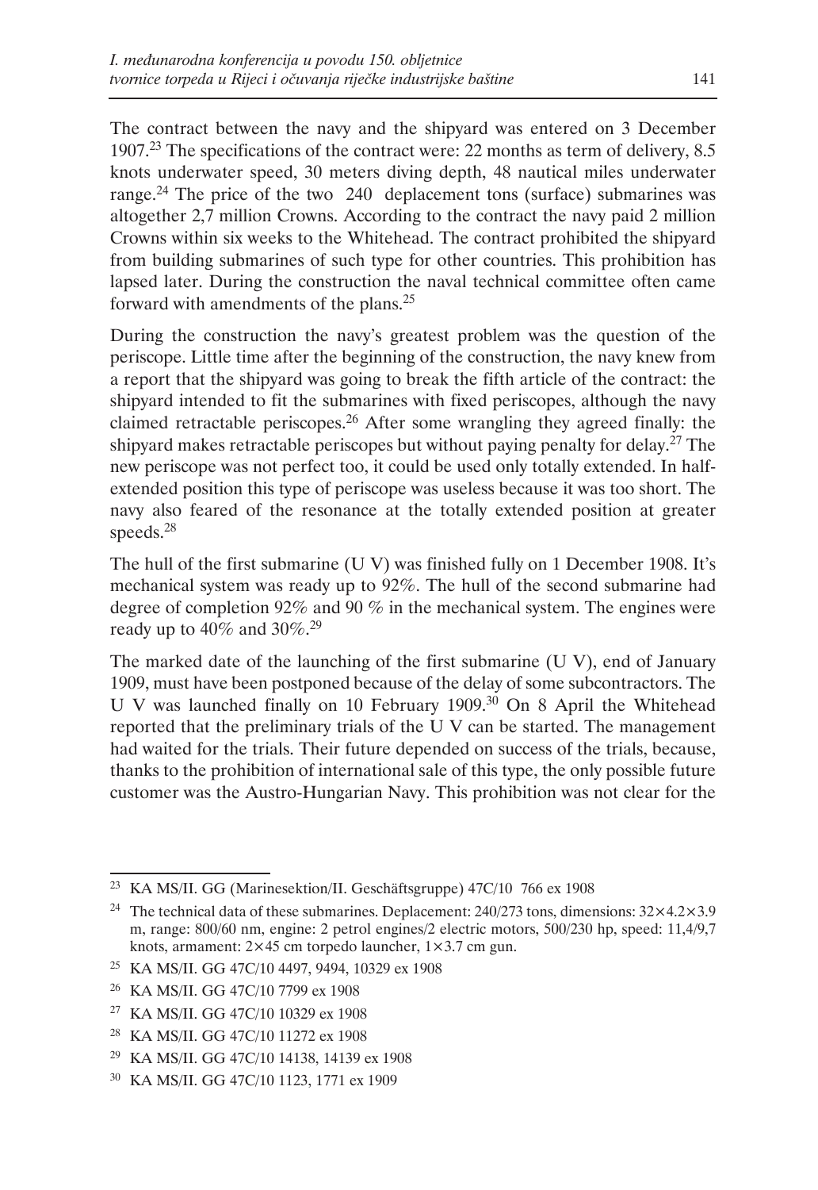The contract between the navy and the shipyard was entered on 3 December 1907.[23] The specifications of the contract were: 22 months as term of delivery, 8.5 knots underwater speed, 30 meters diving depth, 48 nautical miles underwater range.[24] The price of the two 240 deplacement tons (surface) submarines was altogether 2,7 million Crowns. According to the contract the navy paid 2 million Crowns within six weeks to the Whitehead. The contract prohibited the shipyard from building submarines of such type for other countries. This prohibition has lapsed later. During the construction the naval technical committee often came forward with amendments of the plans.[25]

During the construction the navy's greatest problem was the question of the periscope. Little time after the beginning of the construction, the navy knew from a report that the shipyard was going to break the fifth article of the contract: the shipyard intended to fit the submarines with fixed periscopes, although the navy claimed retractable periscopes.[26] After some wrangling they agreed finally: the shipyard makes retractable periscopes but without paying penalty for delay.[27] The new periscope was not perfect too, it could be used only totally extended. In half-extended position this type of periscope was useless because it was too short. The navy also feared of the resonance at the totally extended position at greater speeds.[28]

The hull of the first submarine (U V) was finished fully on 1 December 1908. It's mechanical system was ready up to 92%. The hull of the second submarine had degree of completion 92% and 90 % in the mechanical system. The engines were ready up to 40% and 30%.[29]

The marked date of the launching of the first submarine (U V), end of January 1909, must have been postponed because of the delay of some subcontractors. The U V was launched finally on 10 February 1909.[30] On 8 April the Whitehead reported that the preliminary trials of the U V can be started. The management had waited for the trials. Their future depended on success of the trials, because, thanks to the prohibition of international sale of this type, the only possible future customer was the Austro-Hungarian Navy. This prohibition was not clear for the

---

[23] KA MS/II. GG (Marinesektion/II. Geschäftsgruppe) 47C/10 766 ex 1908

[24] The technical data of these submarines. Deplacement: 240/273 tons, dimensions: 32×4.2×3.9 m, range: 800/60 nm, engine: 2 petrol engines/2 electric motors, 500/230 hp, speed: 11,4/9,7 knots, armament: 2×45 cm torpedo launcher, 1×3.7 cm gun.

[25] KA MS/II. GG 47C/10 4497, 9494, 10329 ex 1908

[26] KA MS/II. GG 47C/10 7799 ex 1908

[27] KA MS/II. GG 47C/10 10329 ex 1908

[28] KA MS/II. GG 47C/10 11272 ex 1908

[29] KA MS/II. GG 47C/10 14138, 14139 ex 1908

[30] KA MS/II. GG 47C/10 1123, 1771 ex 1909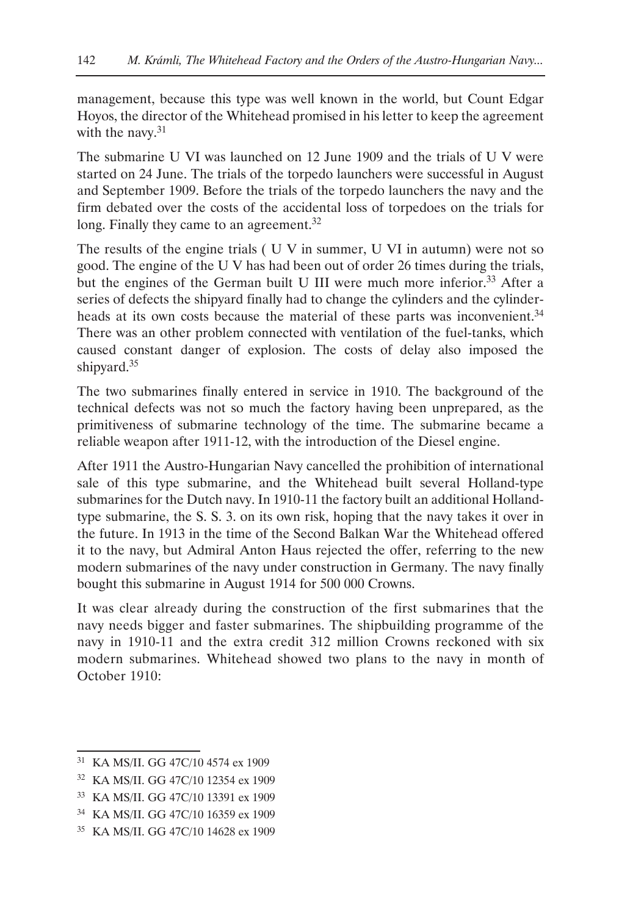management, because this type was well known in the world, but Count Edgar Hoyos, the director of the Whitehead promised in his letter to keep the agreement with the navy.[31]

The submarine U VI was launched on 12 June 1909 and the trials of U V were started on 24 June. The trials of the torpedo launchers were successful in August and September 1909. Before the trials of the torpedo launchers the navy and the firm debated over the costs of the accidental loss of torpedoes on the trials for long. Finally they came to an agreement.[32]

The results of the engine trials ( U V in summer, U VI in autumn) were not so good. The engine of the U V has had been out of order 26 times during the trials, but the engines of the German built U III were much more inferior.[33] After a series of defects the shipyard finally had to change the cylinders and the cylinder-heads at its own costs because the material of these parts was inconvenient.[34] There was an other problem connected with ventilation of the fuel-tanks, which caused constant danger of explosion. The costs of delay also imposed the shipyard.[35]

The two submarines finally entered in service in 1910. The background of the technical defects was not so much the factory having been unprepared, as the primitiveness of submarine technology of the time. The submarine became a reliable weapon after 1911-12, with the introduction of the Diesel engine.

After 1911 the Austro-Hungarian Navy cancelled the prohibition of international sale of this type submarine, and the Whitehead built several Holland-type submarines for the Dutch navy. In 1910-11 the factory built an additional Holland-type submarine, the S. S. 3. on its own risk, hoping that the navy takes it over in the future. In 1913 in the time of the Second Balkan War the Whitehead offered it to the navy, but Admiral Anton Haus rejected the offer, referring to the new modern submarines of the navy under construction in Germany. The navy finally bought this submarine in August 1914 for 500 000 Crowns.

It was clear already during the construction of the first submarines that the navy needs bigger and faster submarines. The shipbuilding programme of the navy in 1910-11 and the extra credit 312 million Crowns reckoned with six modern submarines. Whitehead showed two plans to the navy in month of October 1910:

---

[31] KA MS/II. GG 47C/10 4574 ex 1909

[32] KA MS/II. GG 47C/10 12354 ex 1909

[33] KA MS/II. GG 47C/10 13391 ex 1909

[34] KA MS/II. GG 47C/10 16359 ex 1909

[35] KA MS/II. GG 47C/10 14628 ex 1909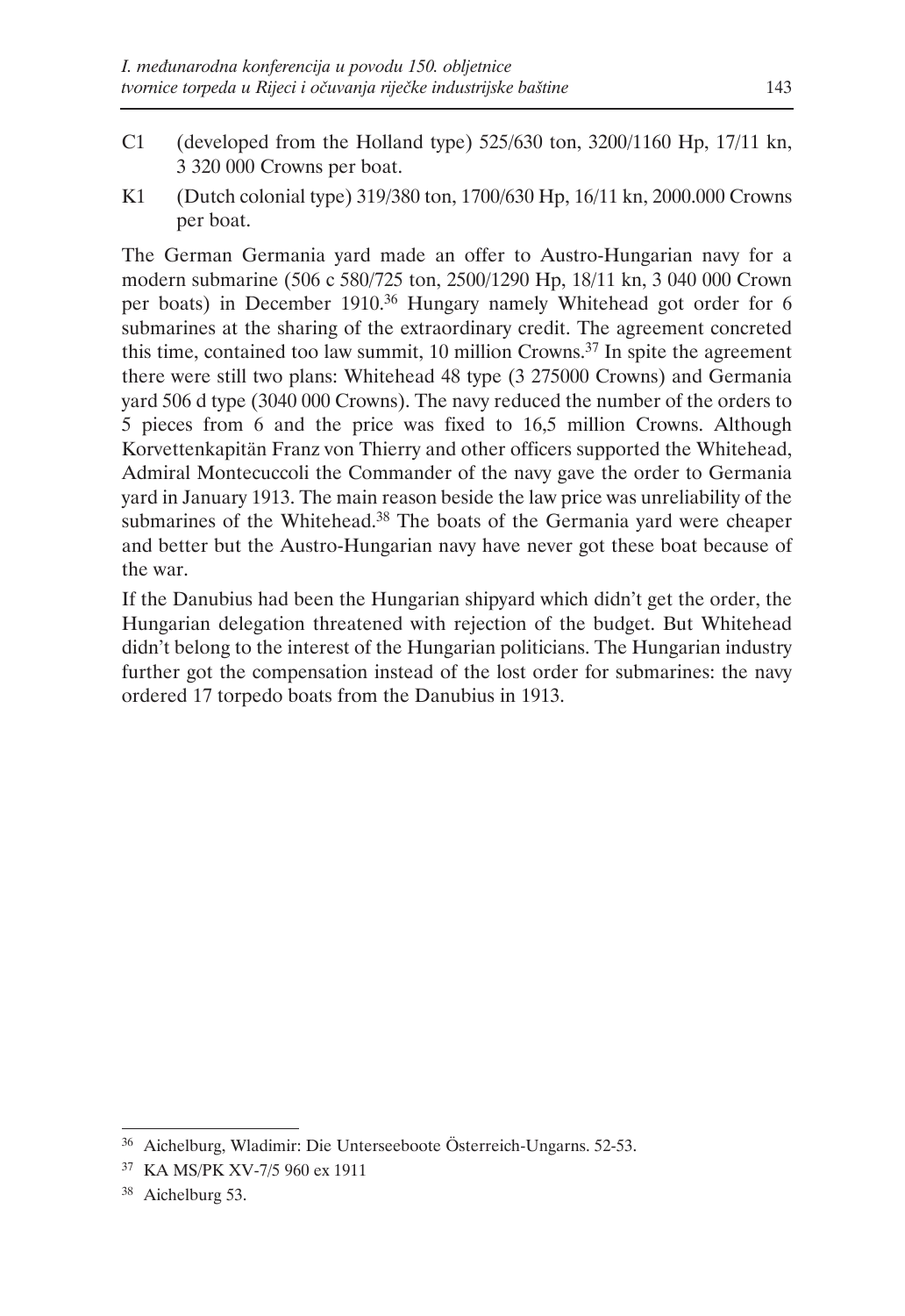C1 (developed from the Holland type) 525/630 ton, 3200/1160 Hp, 17/11 kn, 3 320 000 Crowns per boat.

K1 (Dutch colonial type) 319/380 ton, 1700/630 Hp, 16/11 kn, 2000.000 Crowns per boat.

The German Germania yard made an offer to Austro-Hungarian navy for a modern submarine (506 c 580/725 ton, 2500/1290 Hp, 18/11 kn, 3 040 000 Crown per boats) in December 1910.[36] Hungary namely Whitehead got order for 6 submarines at the sharing of the extraordinary credit. The agreement concreted this time, contained too law summit, 10 million Crowns.[37] In spite the agreement there were still two plans: Whitehead 48 type (3 275000 Crowns) and Germania yard 506 d type (3040 000 Crowns). The navy reduced the number of the orders to 5 pieces from 6 and the price was fixed to 16,5 million Crowns. Although Korvettenkapitän Franz von Thierry and other officers supported the Whitehead, Admiral Montecuccoli the Commander of the navy gave the order to Germania yard in January 1913. The main reason beside the law price was unreliability of the submarines of the Whitehead.[38] The boats of the Germania yard were cheaper and better but the Austro-Hungarian navy have never got these boat because of the war.

If the Danubius had been the Hungarian shipyard which didn't get the order, the Hungarian delegation threatened with rejection of the budget. But Whitehead didn't belong to the interest of the Hungarian politicians. The Hungarian industry further got the compensation instead of the lost order for submarines: the navy ordered 17 torpedo boats from the Danubius in 1913.

---

[36] Aichelburg, Wladimir: Die Unterseeboote Österreich-Ungarns. 52-53.

[37] KA MS/PK XV-7/5 960 ex 1911

[38] Aichelburg 53.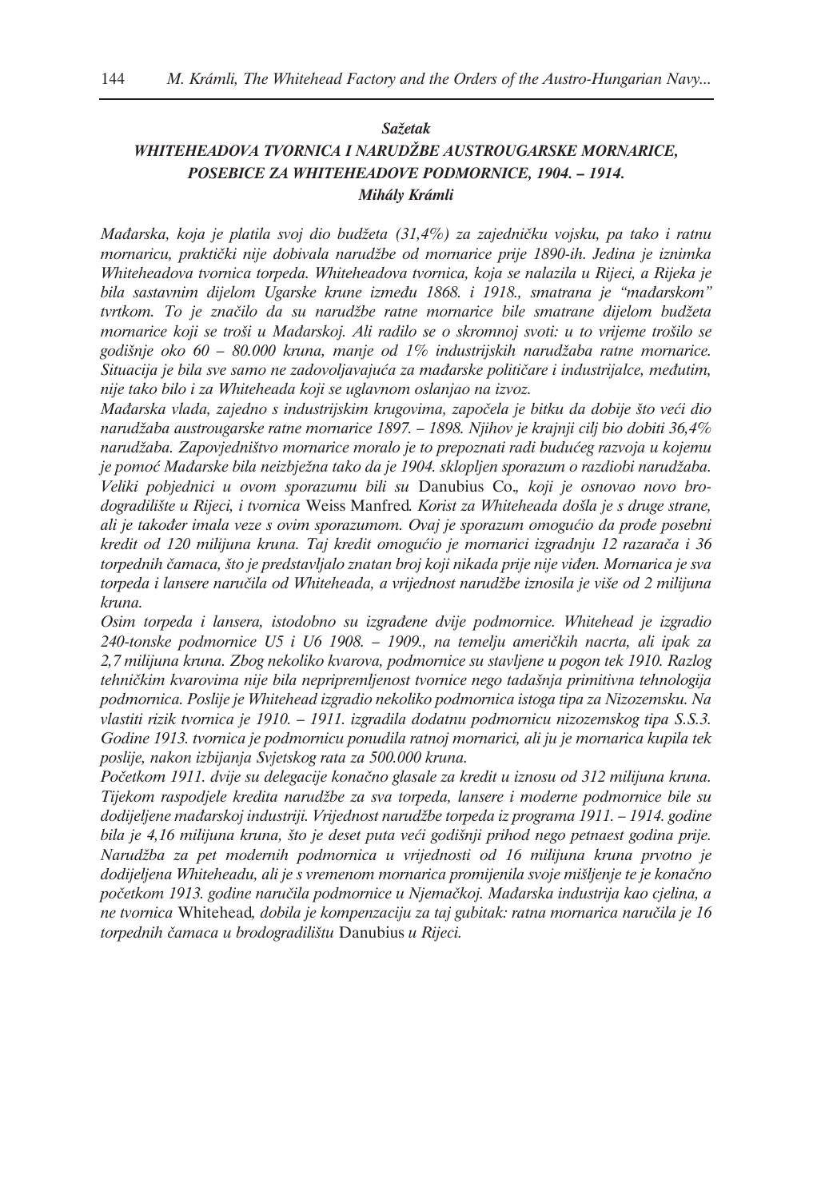***Sažetak***

***WHITEHEADOVA TVORNICA I NARUDŽBE AUSTROUGARSKE MORNARICE, POSEBICE ZA WHITEHEADOVE PODMORNICE, 1904. – 1914.***

***Mihály Krámli***

*Mađarska, koja je platila svoj dio budžeta (31,4%) za zajedničku vojsku, pa tako i ratnu mornaricu, praktički nije dobivala narudžbe od mornarice prije 1890-ih. Jedina je iznimka Whiteheadova tvornica torpeda. Whiteheadova tvornica, koja se nalazila u Rijeci, a Rijeka je bila sastavnim dijelom Ugarske krune između 1868. i 1918., smatrana je "mađarskom" tvrtkom. To je značilo da su narudžbe ratne mornarice bile smatrane dijelom budžeta mornarice koji se troši u Mađarskoj. Ali radilo se o skromnoj svoti: u to vrijeme trošilo se godišnje oko 60 – 80.000 kruna, manje od 1% industrijskih narudžaba ratne mornarice. Situacija je bila sve samo ne zadovoljavajuća za mađarske političare i industrijalce, međutim, nije tako bilo i za Whiteheada koji se uglavnom oslanjao na izvoz.*

*Mađarska vlada, zajedno s industrijskim krugovima, započela je bitku da dobije što veći dio narudžaba austrougarske ratne mornarice 1897. – 1898. Njihov je krajnji cilj bio dobiti 36,4% narudžaba. Zapovjedništvo mornarice moralo je to prepoznati radi budućeg razvoja u kojemu je pomoć Mađarske bila neizbježna tako da je 1904. sklopljen sporazum o razdiobi narudžaba. Veliki pobjednici u ovom sporazumu bili su* Danubius Co.*, koji je osnovao novo brodogradilište u Rijeci, i tvornica* Weiss Manfred*. Korist za Whiteheada došla je s druge strane, ali je također imala veze s ovim sporazumom. Ovaj je sporazum omogućio da prođe posebni kredit od 120 milijuna kruna. Taj kredit omogućio je mornarici izgradnju 12 razarača i 36 torpednih čamaca, što je predstavljalo znatan broj koji nikada prije nije viđen. Mornarica je sva torpeda i lansere naručila od Whiteheada, a vrijednost narudžbe iznosila je više od 2 milijuna kruna.*

*Osim torpeda i lansera, istodobno su izgrađene dvije podmornice. Whitehead je izgradio 240-tonske podmornice U5 i U6 1908. – 1909., na temelju američkih nacrta, ali ipak za 2,7 milijuna kruna. Zbog nekoliko kvarova, podmornice su stavljene u pogon tek 1910. Razlog tehničkim kvarovima nije bila nepripremljenost tvornice nego tadašnja primitivna tehnologija podmornica. Poslije je Whitehead izgradio nekoliko podmornica istoga tipa za Nizozemsku. Na vlastiti rizik tvornica je 1910. – 1911. izgradila dodatnu podmornicu nizozemskog tipa S.S.3. Godine 1913. tvornica je podmornicu ponudila ratnoj mornarici, ali ju je mornarica kupila tek poslije, nakon izbijanja Svjetskog rata za 500.000 kruna.*

*Početkom 1911. dvije su delegacije konačno glasale za kredit u iznosu od 312 milijuna kruna. Tijekom raspodjele kredita narudžbe za sva torpeda, lansere i moderne podmornice bile su dodijeljene mađarskoj industriji. Vrijednost narudžbe torpeda iz programa 1911. – 1914. godine bila je 4,16 milijuna kruna, što je deset puta veći godišnji prihod nego petnaest godina prije. Narudžba za pet modernih podmornica u vrijednosti od 16 milijuna kruna prvotno je dodijeljena Whiteheadu, ali je s vremenom mornarica promijenila svoje mišljenje te je konačno početkom 1913. godine naručila podmornice u Njemačkoj. Mađarska industrija kao cjelina, a ne tvornica* Whitehead*, dobila je kompenzaciju za taj gubitak: ratna mornarica naručila je 16 torpednih čamaca u brodogradilištu* Danubius *u Rijeci.*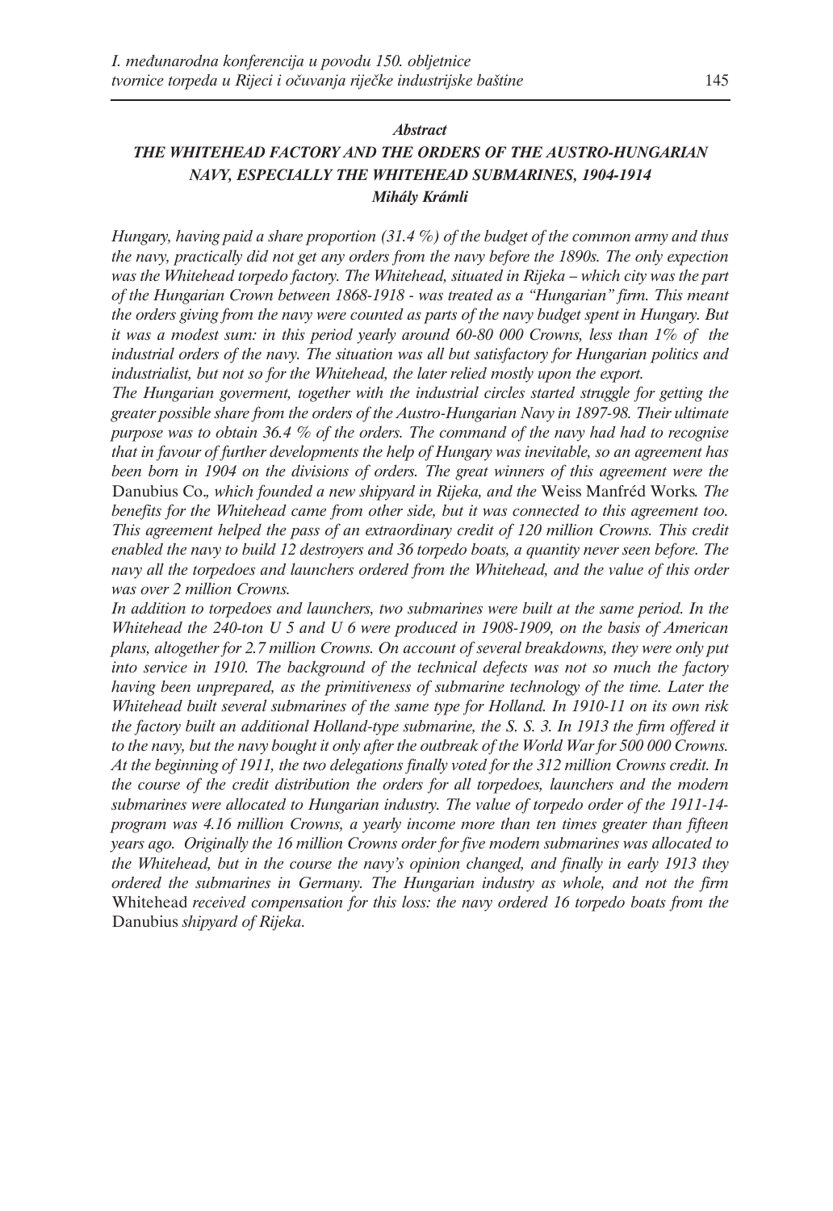***Abstract***

## *THE WHITEHEAD FACTORY AND THE ORDERS OF THE AUSTRO-HUNGARIAN NAVY, ESPECIALLY THE WHITEHEAD SUBMARINES, 1904-1914*

***Mihály Krámli***

*Hungary, having paid a share proportion (31.4 %) of the budget of the common army and thus the navy, practically did not get any orders from the navy before the 1890s. The only expection was the Whitehead torpedo factory. The Whitehead, situated in Rijeka – which city was the part of the Hungarian Crown between 1868-1918 - was treated as a "Hungarian" firm. This meant the orders giving from the navy were counted as parts of the navy budget spent in Hungary. But it was a modest sum: in this period yearly around 60-80 000 Crowns, less than 1% of the industrial orders of the navy. The situation was all but satisfactory for Hungarian politics and industrialist, but not so for the Whitehead, the later relied mostly upon the export.*

*The Hungarian goverment, together with the industrial circles started struggle for getting the greater possible share from the orders of the Austro-Hungarian Navy in 1897-98. Their ultimate purpose was to obtain 36.4 % of the orders. The command of the navy had had to recognise that in favour of further developments the help of Hungary was inevitable, so an agreement has been born in 1904 on the divisions of orders. The great winners of this agreement were the* Danubius Co.*, which founded a new shipyard in Rijeka, and the* Weiss Manfréd Works*. The benefits for the Whitehead came from other side, but it was connected to this agreement too. This agreement helped the pass of an extraordinary credit of 120 million Crowns. This credit enabled the navy to build 12 destroyers and 36 torpedo boats, a quantity never seen before. The navy all the torpedoes and launchers ordered from the Whitehead, and the value of this order was over 2 million Crowns.*

*In addition to torpedoes and launchers, two submarines were built at the same period. In the Whitehead the 240-ton U 5 and U 6 were produced in 1908-1909, on the basis of American plans, altogether for 2.7 million Crowns. On account of several breakdowns, they were only put into service in 1910. The background of the technical defects was not so much the factory having been unprepared, as the primitiveness of submarine technology of the time. Later the Whitehead built several submarines of the same type for Holland. In 1910-11 on its own risk the factory built an additional Holland-type submarine, the S. S. 3. In 1913 the firm offered it to the navy, but the navy bought it only after the outbreak of the World War for 500 000 Crowns. At the beginning of 1911, the two delegations finally voted for the 312 million Crowns credit. In the course of the credit distribution the orders for all torpedoes, launchers and the modern submarines were allocated to Hungarian industry. The value of torpedo order of the 1911-14-program was 4.16 million Crowns, a yearly income more than ten times greater than fifteen years ago. Originally the 16 million Crowns order for five modern submarines was allocated to the Whitehead, but in the course the navy's opinion changed, and finally in early 1913 they ordered the submarines in Germany. The Hungarian industry as whole, and not the firm* Whitehead *received compensation for this loss: the navy ordered 16 torpedo boats from the* Danubius *shipyard of Rijeka.*